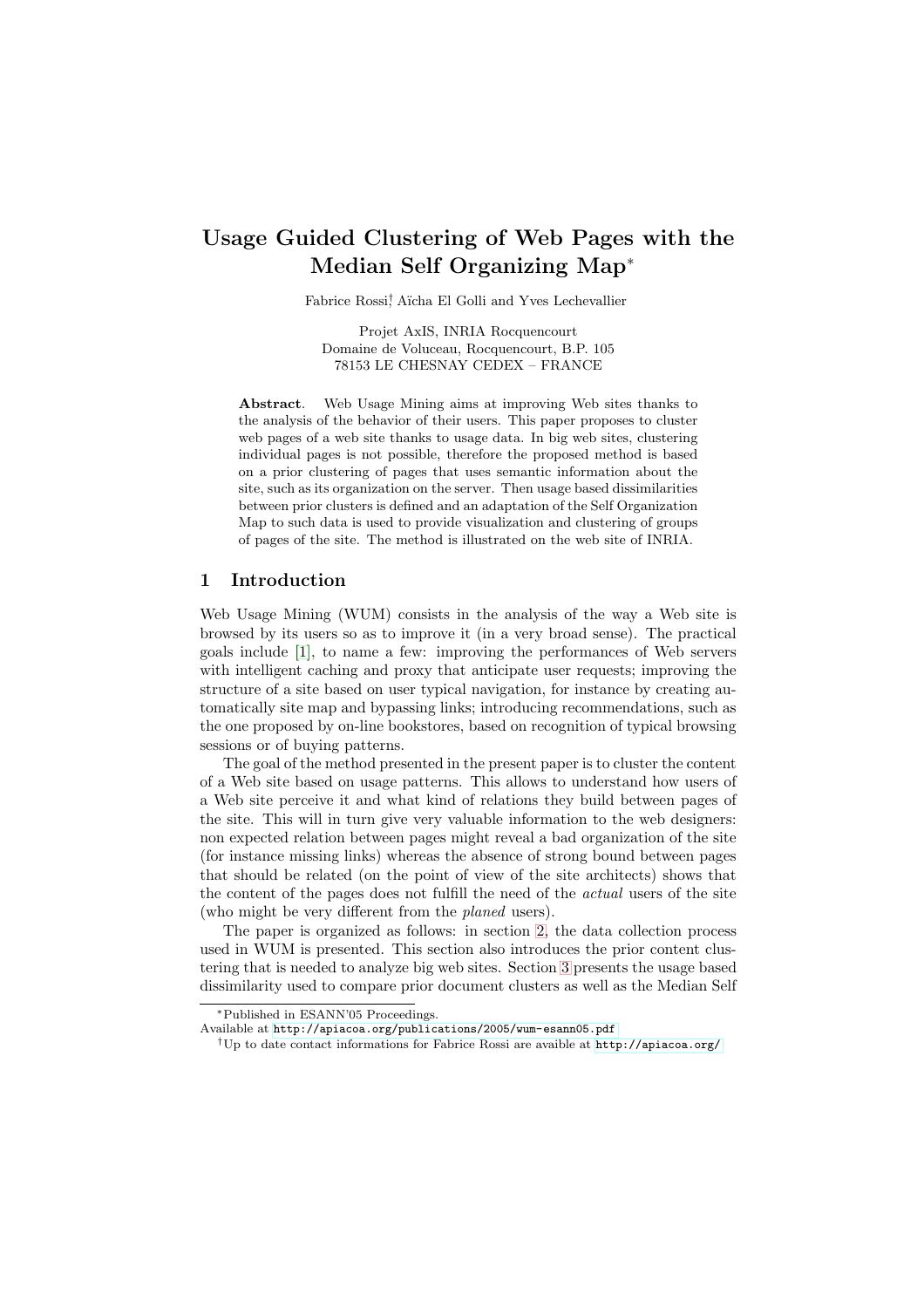# Usage Guided Clustering of Web Pages with the Median Self Organizing Map*

Fabrice Rossi[†], Aïcha El Golli and Yves Lechevallier

Projet AxIS, INRIA Rocquencourt
Domaine de Voluceau, Rocquencourt, B.P. 105
78153 LE CHESNAY CEDEX – FRANCE

**Abstract**. Web Usage Mining aims at improving Web sites thanks to the analysis of the behavior of their users. This paper proposes to cluster web pages of a web site thanks to usage data. In big web sites, clustering individual pages is not possible, therefore the proposed method is based on a prior clustering of pages that uses semantic information about the site, such as its organization on the server. Then usage based dissimilarities between prior clusters is defined and an adaptation of the Self Organization Map to such data is used to provide visualization and clustering of groups of pages of the site. The method is illustrated on the web site of INRIA.

## 1 Introduction

Web Usage Mining (WUM) consists in the analysis of the way a Web site is browsed by its users so as to improve it (in a very broad sense). The practical goals include [1], to name a few: improving the performances of Web servers with intelligent caching and proxy that anticipate user requests; improving the structure of a site based on user typical navigation, for instance by creating automatically site map and bypassing links; introducing recommendations, such as the one proposed by on-line bookstores, based on recognition of typical browsing sessions or of buying patterns.

The goal of the method presented in the present paper is to cluster the content of a Web site based on usage patterns. This allows to understand how users of a Web site perceive it and what kind of relations they build between pages of the site. This will in turn give very valuable information to the web designers: non expected relation between pages might reveal a bad organization of the site (for instance missing links) whereas the absence of strong bound between pages that should be related (on the point of view of the site architects) shows that the content of the pages does not fulfill the need of the *actual* users of the site (who might be very different from the *planed* users).

The paper is organized as follows: in section 2, the data collection process used in WUM is presented. This section also introduces the prior content clustering that is needed to analyze big web sites. Section 3 presents the usage based dissimilarity used to compare prior document clusters as well as the Median Self

*Published in ESANN'05 Proceedings.
Available at http://apiacoa.org/publications/2005/wum-esann05.pdf

†Up to date contact informations for Fabrice Rossi are avaible at http://apiacoa.org/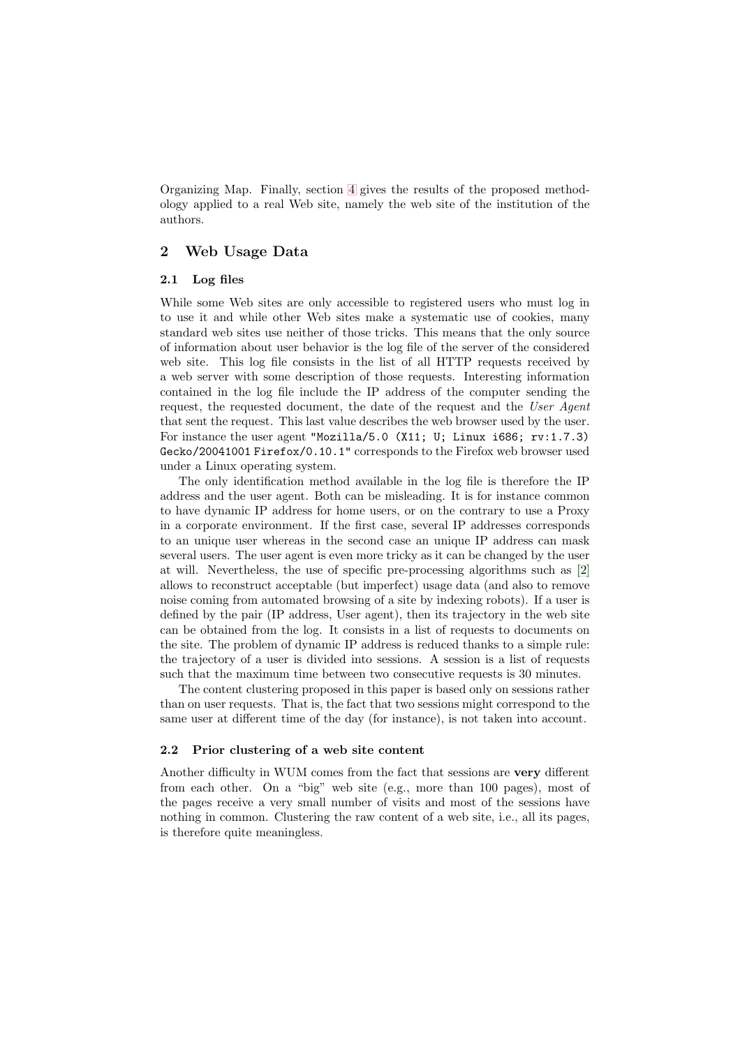Organizing Map. Finally, section 4 gives the results of the proposed methodology applied to a real Web site, namely the web site of the institution of the authors.

## 2 Web Usage Data

### 2.1 Log files

While some Web sites are only accessible to registered users who must log in to use it and while other Web sites make a systematic use of cookies, many standard web sites use neither of those tricks. This means that the only source of information about user behavior is the log file of the server of the considered web site. This log file consists in the list of all HTTP requests received by a web server with some description of those requests. Interesting information contained in the log file include the IP address of the computer sending the request, the requested document, the date of the request and the *User Agent* that sent the request. This last value describes the web browser used by the user. For instance the user agent `"Mozilla/5.0 (X11; U; Linux i686; rv:1.7.3) Gecko/20041001 Firefox/0.10.1"` corresponds to the Firefox web browser used under a Linux operating system.

The only identification method available in the log file is therefore the IP address and the user agent. Both can be misleading. It is for instance common to have dynamic IP address for home users, or on the contrary to use a Proxy in a corporate environment. If the first case, several IP addresses corresponds to an unique user whereas in the second case an unique IP address can mask several users. The user agent is even more tricky as it can be changed by the user at will. Nevertheless, the use of specific pre-processing algorithms such as [2] allows to reconstruct acceptable (but imperfect) usage data (and also to remove noise coming from automated browsing of a site by indexing robots). If a user is defined by the pair (IP address, User agent), then its trajectory in the web site can be obtained from the log. It consists in a list of requests to documents on the site. The problem of dynamic IP address is reduced thanks to a simple rule: the trajectory of a user is divided into sessions. A session is a list of requests such that the maximum time between two consecutive requests is 30 minutes.

The content clustering proposed in this paper is based only on sessions rather than on user requests. That is, the fact that two sessions might correspond to the same user at different time of the day (for instance), is not taken into account.

### 2.2 Prior clustering of a web site content

Another difficulty in WUM comes from the fact that sessions are **very** different from each other. On a "big" web site (e.g., more than 100 pages), most of the pages receive a very small number of visits and most of the sessions have nothing in common. Clustering the raw content of a web site, i.e., all its pages, is therefore quite meaningless.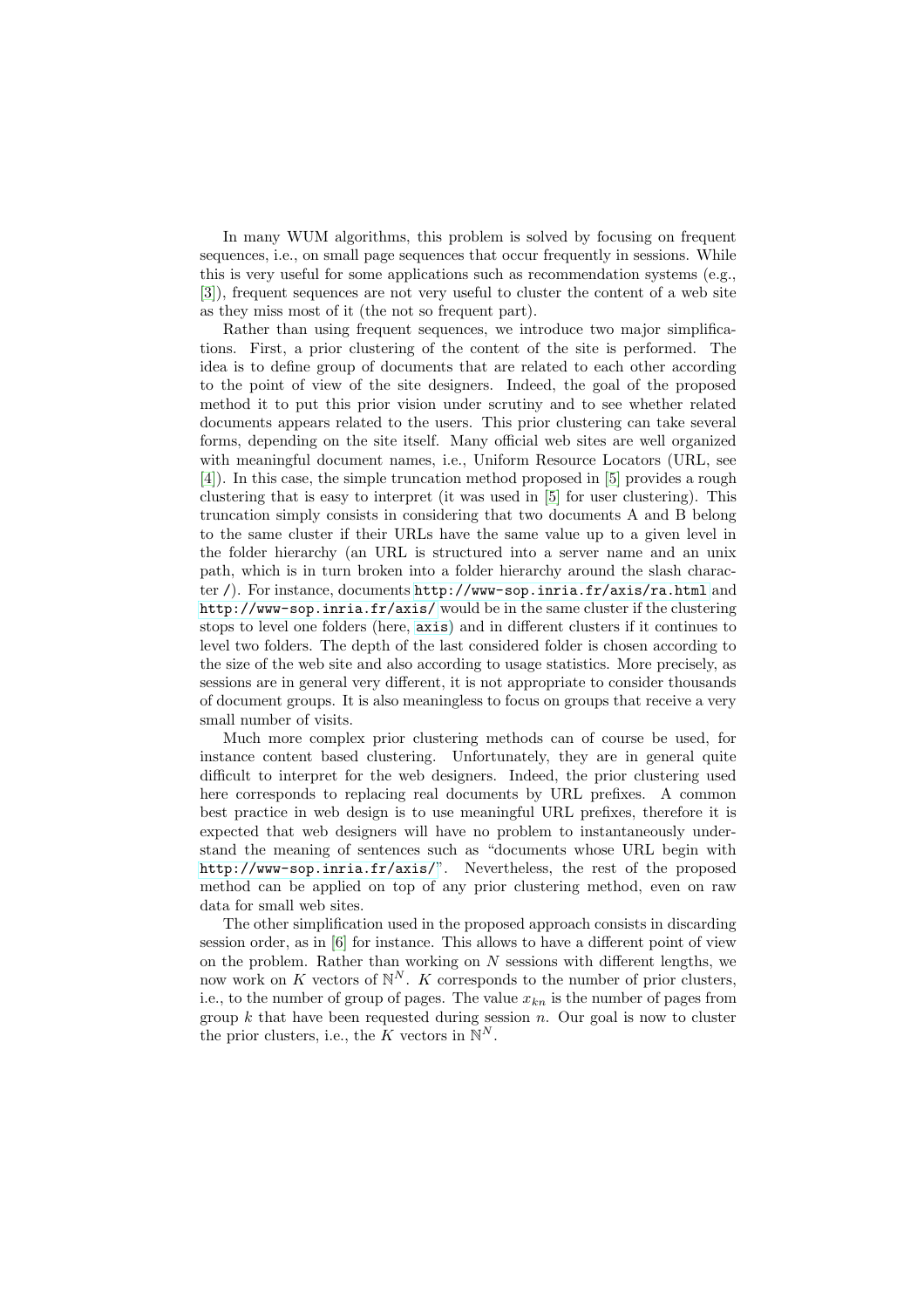In many WUM algorithms, this problem is solved by focusing on frequent sequences, i.e., on small page sequences that occur frequently in sessions. While this is very useful for some applications such as recommendation systems (e.g., [3]), frequent sequences are not very useful to cluster the content of a web site as they miss most of it (the not so frequent part).

Rather than using frequent sequences, we introduce two major simplifications. First, a prior clustering of the content of the site is performed. The idea is to define group of documents that are related to each other according to the point of view of the site designers. Indeed, the goal of the proposed method it to put this prior vision under scrutiny and to see whether related documents appears related to the users. This prior clustering can take several forms, depending on the site itself. Many official web sites are well organized with meaningful document names, i.e., Uniform Resource Locators (URL, see [4]). In this case, the simple truncation method proposed in [5] provides a rough clustering that is easy to interpret (it was used in [5] for user clustering). This truncation simply consists in considering that two documents A and B belong to the same cluster if their URLs have the same value up to a given level in the folder hierarchy (an URL is structured into a server name and an unix path, which is in turn broken into a folder hierarchy around the slash character `/`). For instance, documents `http://www-sop.inria.fr/axis/ra.html` and `http://www-sop.inria.fr/axis/` would be in the same cluster if the clustering stops to level one folders (here, `axis`) and in different clusters if it continues to level two folders. The depth of the last considered folder is chosen according to the size of the web site and also according to usage statistics. More precisely, as sessions are in general very different, it is not appropriate to consider thousands of document groups. It is also meaningless to focus on groups that receive a very small number of visits.

Much more complex prior clustering methods can of course be used, for instance content based clustering. Unfortunately, they are in general quite difficult to interpret for the web designers. Indeed, the prior clustering used here corresponds to replacing real documents by URL prefixes. A common best practice in web design is to use meaningful URL prefixes, therefore it is expected that web designers will have no problem to instantaneously understand the meaning of sentences such as "documents whose URL begin with `http://www-sop.inria.fr/axis/`". Nevertheless, the rest of the proposed method can be applied on top of any prior clustering method, even on raw data for small web sites.

The other simplification used in the proposed approach consists in discarding session order, as in [6] for instance. This allows to have a different point of view on the problem. Rather than working on $N$ sessions with different lengths, we now work on $K$ vectors of $\mathbb{N}^N$. $K$ corresponds to the number of prior clusters, i.e., to the number of group of pages. The value $x_{kn}$ is the number of pages from group $k$ that have been requested during session $n$. Our goal is now to cluster the prior clusters, i.e., the $K$ vectors in $\mathbb{N}^N$.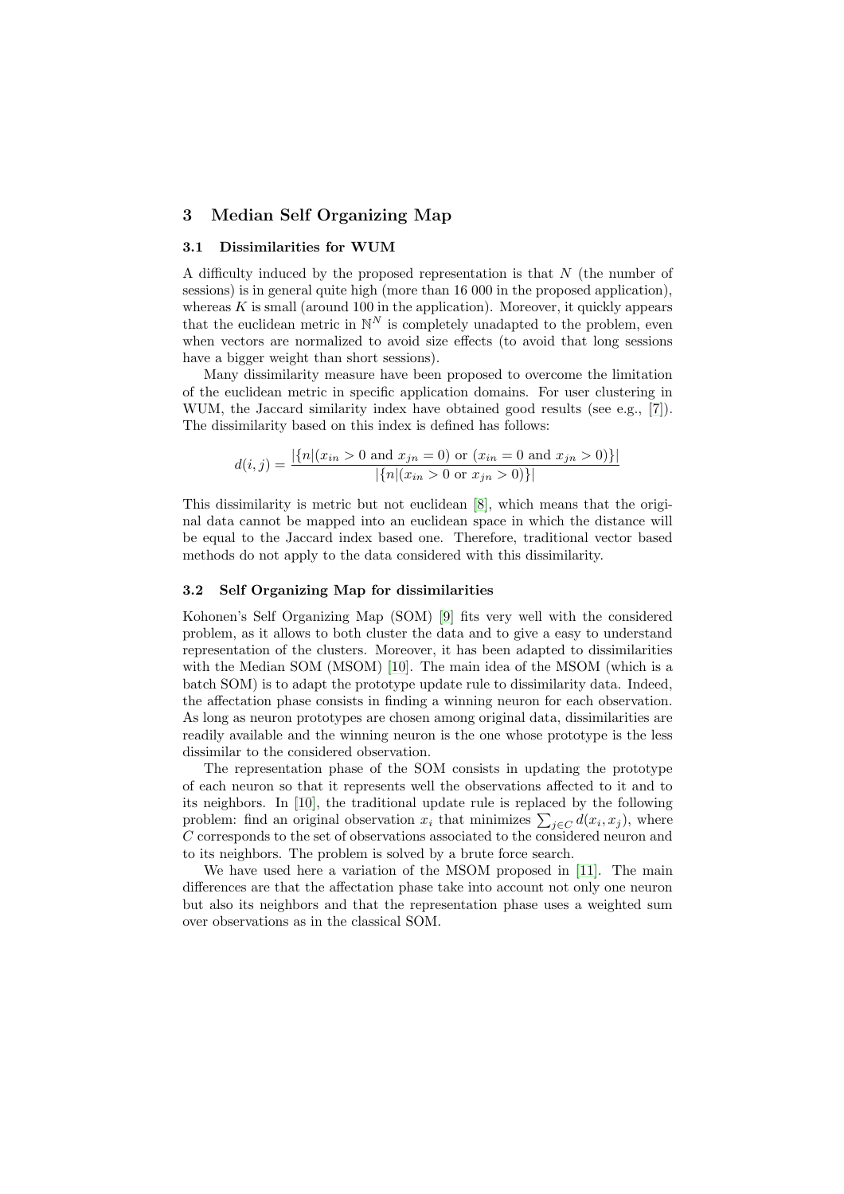## 3 Median Self Organizing Map

### 3.1 Dissimilarities for WUM

A difficulty induced by the proposed representation is that $N$ (the number of sessions) is in general quite high (more than 16 000 in the proposed application), whereas $K$ is small (around 100 in the application). Moreover, it quickly appears that the euclidean metric in $\mathbb{N}^N$ is completely unadapted to the problem, even when vectors are normalized to avoid size effects (to avoid that long sessions have a bigger weight than short sessions).

Many dissimilarity measure have been proposed to overcome the limitation of the euclidean metric in specific application domains. For user clustering in WUM, the Jaccard similarity index have obtained good results (see e.g., [7]). The dissimilarity based on this index is defined has follows:

$$d(i, j) = \frac{|\{n|(x_{in} > 0 \text{ and } x_{jn} = 0) \text{ or } (x_{in} = 0 \text{ and } x_{jn} > 0)\}|}{|\{n|(x_{in} > 0 \text{ or } x_{jn} > 0)\}|}$$

This dissimilarity is metric but not euclidean [8], which means that the original data cannot be mapped into an euclidean space in which the distance will be equal to the Jaccard index based one. Therefore, traditional vector based methods do not apply to the data considered with this dissimilarity.

### 3.2 Self Organizing Map for dissimilarities

Kohonen's Self Organizing Map (SOM) [9] fits very well with the considered problem, as it allows to both cluster the data and to give a easy to understand representation of the clusters. Moreover, it has been adapted to dissimilarities with the Median SOM (MSOM) [10]. The main idea of the MSOM (which is a batch SOM) is to adapt the prototype update rule to dissimilarity data. Indeed, the affectation phase consists in finding a winning neuron for each observation. As long as neuron prototypes are chosen among original data, dissimilarities are readily available and the winning neuron is the one whose prototype is the less dissimilar to the considered observation.

The representation phase of the SOM consists in updating the prototype of each neuron so that it represents well the observations affected to it and to its neighbors. In [10], the traditional update rule is replaced by the following problem: find an original observation $x_i$ that minimizes $\sum_{j \in C} d(x_i, x_j)$, where $C$ corresponds to the set of observations associated to the considered neuron and to its neighbors. The problem is solved by a brute force search.

We have used here a variation of the MSOM proposed in [11]. The main differences are that the affectation phase take into account not only one neuron but also its neighbors and that the representation phase uses a weighted sum over observations as in the classical SOM.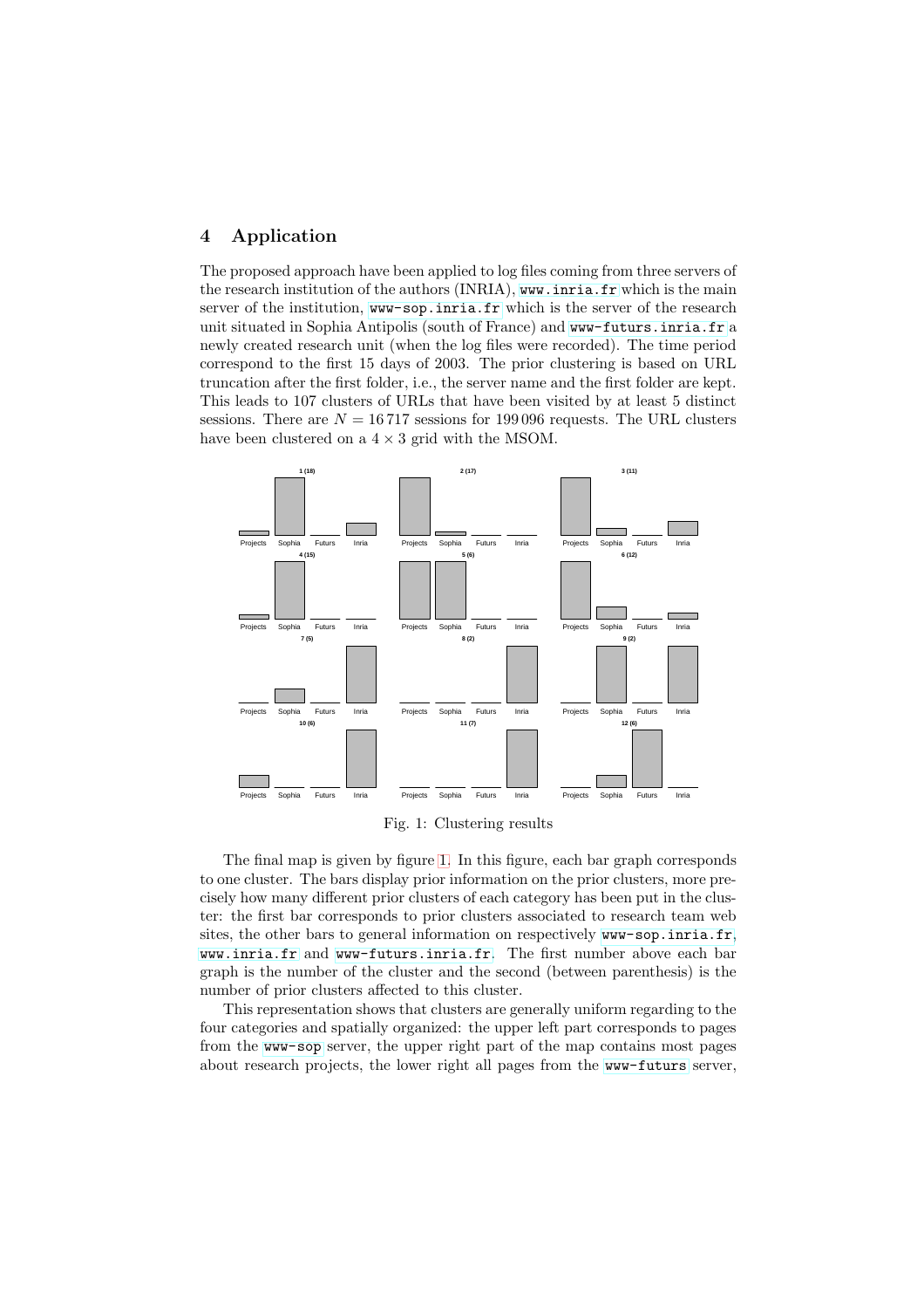## 4 Application

The proposed approach have been applied to log files coming from three servers of the research institution of the authors (INRIA), www.inria.fr which is the main server of the institution, www-sop.inria.fr which is the server of the research unit situated in Sophia Antipolis (south of France) and www-futurs.inria.fr a newly created research unit (when the log files were recorded). The time period correspond to the first 15 days of 2003. The prior clustering is based on URL truncation after the first folder, i.e., the server name and the first folder are kept. This leads to 107 clusters of URLs that have been visited by at least 5 distinct sessions. There are $N = 16\,717$ sessions for $199\,096$ requests. The URL clusters have been clustered on a $4 \times 3$ grid with the MSOM.

Fig. 1: Clustering results

The final map is given by figure 1. In this figure, each bar graph corresponds to one cluster. The bars display prior information on the prior clusters, more precisely how many different prior clusters of each category has been put in the cluster: the first bar corresponds to prior clusters associated to research team web sites, the other bars to general information on respectively www-sop.inria.fr, www.inria.fr and www-futurs.inria.fr. The first number above each bar graph is the number of the cluster and the second (between parenthesis) is the number of prior clusters affected to this cluster.

This representation shows that clusters are generally uniform regarding to the four categories and spatially organized: the upper left part corresponds to pages from the www-sop server, the upper right part of the map contains most pages about research projects, the lower right all pages from the www-futurs server,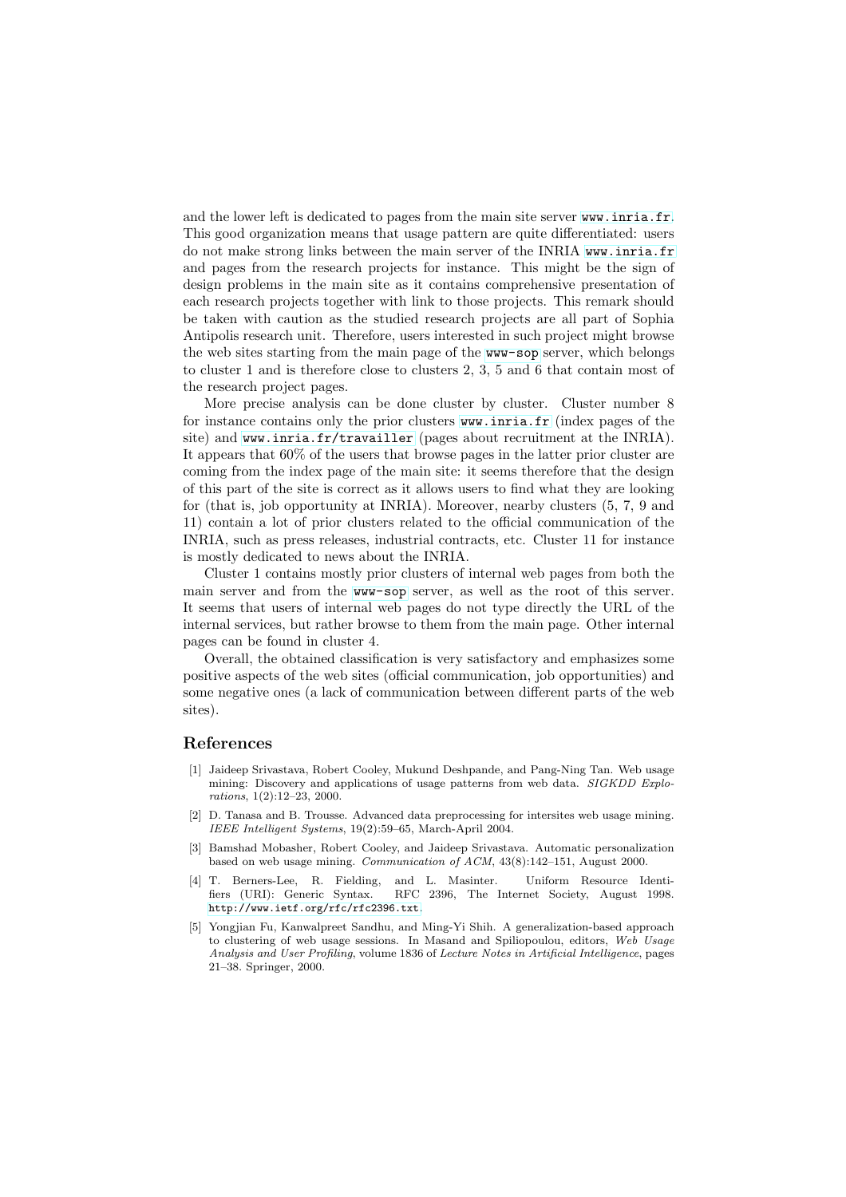and the lower left is dedicated to pages from the main site server `www.inria.fr`. This good organization means that usage pattern are quite differentiated: users do not make strong links between the main server of the INRIA `www.inria.fr` and pages from the research projects for instance. This might be the sign of design problems in the main site as it contains comprehensive presentation of each research projects together with link to those projects. This remark should be taken with caution as the studied research projects are all part of Sophia Antipolis research unit. Therefore, users interested in such project might browse the web sites starting from the main page of the `www-sop` server, which belongs to cluster 1 and is therefore close to clusters 2, 3, 5 and 6 that contain most of the research project pages.

More precise analysis can be done cluster by cluster. Cluster number 8 for instance contains only the prior clusters `www.inria.fr` (index pages of the site) and `www.inria.fr/travailler` (pages about recruitment at the INRIA). It appears that 60% of the users that browse pages in the latter prior cluster are coming from the index page of the main site: it seems therefore that the design of this part of the site is correct as it allows users to find what they are looking for (that is, job opportunity at INRIA). Moreover, nearby clusters (5, 7, 9 and 11) contain a lot of prior clusters related to the official communication of the INRIA, such as press releases, industrial contracts, etc. Cluster 11 for instance is mostly dedicated to news about the INRIA.

Cluster 1 contains mostly prior clusters of internal web pages from both the main server and from the `www-sop` server, as well as the root of this server. It seems that users of internal web pages do not type directly the URL of the internal services, but rather browse to them from the main page. Other internal pages can be found in cluster 4.

Overall, the obtained classification is very satisfactory and emphasizes some positive aspects of the web sites (official communication, job opportunities) and some negative ones (a lack of communication between different parts of the web sites).

## References

1. [1] Jaideep Srivastava, Robert Cooley, Mukund Deshpande, and Pang-Ning Tan. Web usage mining: Discovery and applications of usage patterns from web data. *SIGKDD Explorations*, 1(2):12–23, 2000.
2. [2] D. Tanasa and B. Trousse. Advanced data preprocessing for intersites web usage mining. *IEEE Intelligent Systems*, 19(2):59–65, March-April 2004.
3. [3] Bamshad Mobasher, Robert Cooley, and Jaideep Srivastava. Automatic personalization based on web usage mining. *Communication of ACM*, 43(8):142–151, August 2000.
4. [4] T. Berners-Lee, R. Fielding, and L. Masinter. Uniform Resource Identifiers (URI): Generic Syntax. RFC 2396, The Internet Society, August 1998. `http://www.ietf.org/rfc/rfc2396.txt`.
5. [5] Yongjian Fu, Kanwalpreet Sandhu, and Ming-Yi Shih. A generalization-based approach to clustering of web usage sessions. In Masand and Spiliopoulou, editors, *Web Usage Analysis and User Profiling*, volume 1836 of *Lecture Notes in Artificial Intelligence*, pages 21–38. Springer, 2000.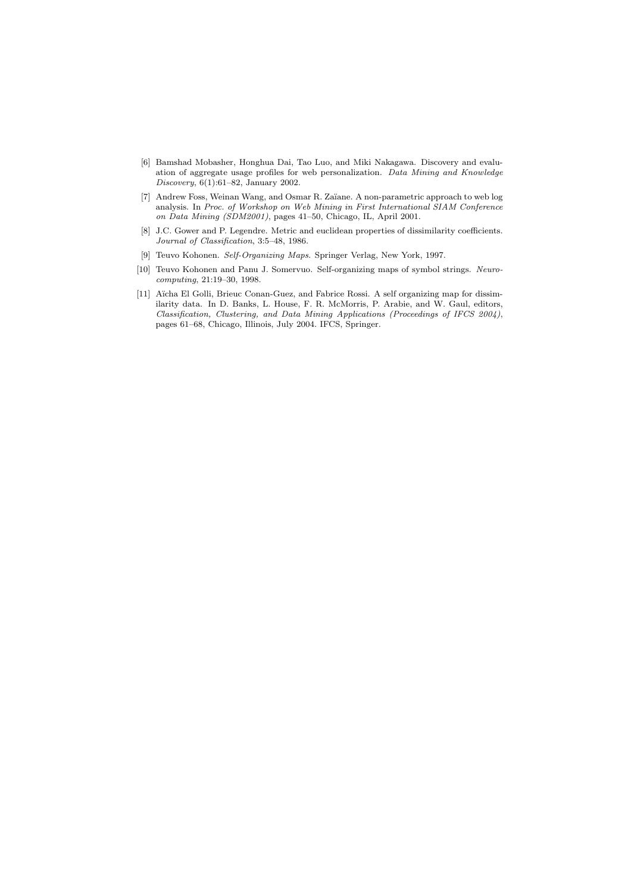[6] Bamshad Mobasher, Honghua Dai, Tao Luo, and Miki Nakagawa. Discovery and evaluation of aggregate usage profiles for web personalization. *Data Mining and Knowledge Discovery*, 6(1):61–82, January 2002.

[7] Andrew Foss, Weinan Wang, and Osmar R. Zaïane. A non-parametric approach to web log analysis. In *Proc. of Workshop on Web Mining in First International SIAM Conference on Data Mining (SDM2001)*, pages 41–50, Chicago, IL, April 2001.

[8] J.C. Gower and P. Legendre. Metric and euclidean properties of dissimilarity coefficients. *Journal of Classification*, 3:5–48, 1986.

[9] Teuvo Kohonen. *Self-Organizing Maps*. Springer Verlag, New York, 1997.

[10] Teuvo Kohonen and Panu J. Somervuo. Self-organizing maps of symbol strings. *Neurocomputing*, 21:19–30, 1998.

[11] Aïcha El Golli, Brieuc Conan-Guez, and Fabrice Rossi. A self organizing map for dissimilarity data. In D. Banks, L. House, F. R. McMorris, P. Arabie, and W. Gaul, editors, *Classification, Clustering, and Data Mining Applications (Proceedings of IFCS 2004)*, pages 61–68, Chicago, Illinois, July 2004. IFCS, Springer.